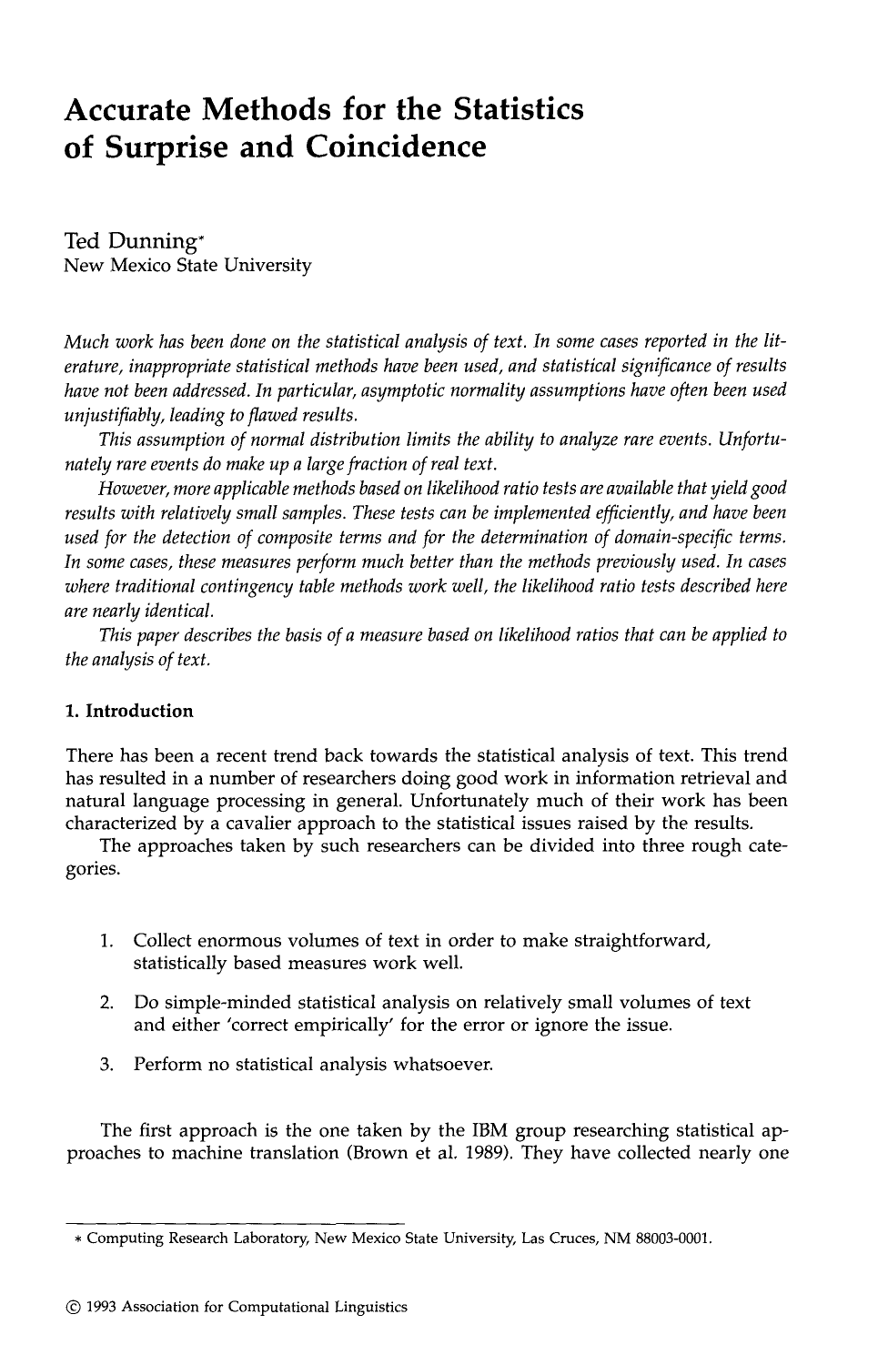# Accurate Methods for the Statistics of Surprise and Coincidence

Ted Dunning*
New Mexico State University

*Much work has been done on the statistical analysis of text. In some cases reported in the literature, inappropriate statistical methods have been used, and statistical significance of results have not been addressed. In particular, asymptotic normality assumptions have often been used unjustifiably, leading to flawed results.*

*This assumption of normal distribution limits the ability to analyze rare events. Unfortunately rare events do make up a large fraction of real text.*

*However, more applicable methods based on likelihood ratio tests are available that yield good results with relatively small samples. These tests can be implemented efficiently, and have been used for the detection of composite terms and for the determination of domain-specific terms. In some cases, these measures perform much better than the methods previously used. In cases where traditional contingency table methods work well, the likelihood ratio tests described here are nearly identical.*

*This paper describes the basis of a measure based on likelihood ratios that can be applied to the analysis of text.*

## 1. Introduction

There has been a recent trend back towards the statistical analysis of text. This trend has resulted in a number of researchers doing good work in information retrieval and natural language processing in general. Unfortunately much of their work has been characterized by a cavalier approach to the statistical issues raised by the results.

The approaches taken by such researchers can be divided into three rough categories.

1. Collect enormous volumes of text in order to make straightforward, statistically based measures work well.
2. Do simple-minded statistical analysis on relatively small volumes of text and either 'correct empirically' for the error or ignore the issue.
3. Perform no statistical analysis whatsoever.

The first approach is the one taken by the IBM group researching statistical approaches to machine translation (Brown et al. 1989). They have collected nearly one

* Computing Research Laboratory, New Mexico State University, Las Cruces, NM 88003-0001.

© 1993 Association for Computational Linguistics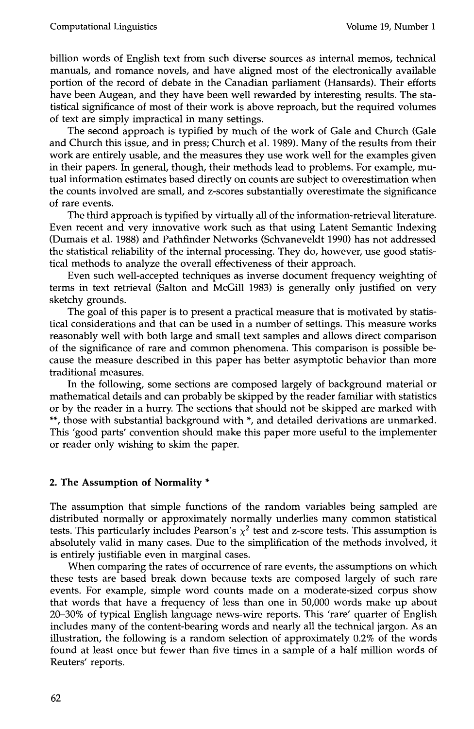billion words of English text from such diverse sources as internal memos, technical manuals, and romance novels, and have aligned most of the electronically available portion of the record of debate in the Canadian parliament (Hansards). Their efforts have been Augean, and they have been well rewarded by interesting results. The statistical significance of most of their work is above reproach, but the required volumes of text are simply impractical in many settings.

The second approach is typified by much of the work of Gale and Church (Gale and Church this issue, and in press; Church et al. 1989). Many of the results from their work are entirely usable, and the measures they use work well for the examples given in their papers. In general, though, their methods lead to problems. For example, mutual information estimates based directly on counts are subject to overestimation when the counts involved are small, and z-scores substantially overestimate the significance of rare events.

The third approach is typified by virtually all of the information-retrieval literature. Even recent and very innovative work such as that using Latent Semantic Indexing (Dumais et al. 1988) and Pathfinder Networks (Schvaneveldt 1990) has not addressed the statistical reliability of the internal processing. They do, however, use good statistical methods to analyze the overall effectiveness of their approach.

Even such well-accepted techniques as inverse document frequency weighting of terms in text retrieval (Salton and McGill 1983) is generally only justified on very sketchy grounds.

The goal of this paper is to present a practical measure that is motivated by statistical considerations and that can be used in a number of settings. This measure works reasonably well with both large and small text samples and allows direct comparison of the significance of rare and common phenomena. This comparison is possible because the measure described in this paper has better asymptotic behavior than more traditional measures.

In the following, some sections are composed largely of background material or mathematical details and can probably be skipped by the reader familiar with statistics or by the reader in a hurry. The sections that should not be skipped are marked with **, those with substantial background with *, and detailed derivations are unmarked. This 'good parts' convention should make this paper more useful to the implementer or reader only wishing to skim the paper.

## 2. The Assumption of Normality *

The assumption that simple functions of the random variables being sampled are distributed normally or approximately normally underlies many common statistical tests. This particularly includes Pearson's $\chi^2$ test and z-score tests. This assumption is absolutely valid in many cases. Due to the simplification of the methods involved, it is entirely justifiable even in marginal cases.

When comparing the rates of occurrence of rare events, the assumptions on which these tests are based break down because texts are composed largely of such rare events. For example, simple word counts made on a moderate-sized corpus show that words that have a frequency of less than one in 50,000 words make up about 20–30% of typical English language news-wire reports. This 'rare' quarter of English includes many of the content-bearing words and nearly all the technical jargon. As an illustration, the following is a random selection of approximately 0.2% of the words found at least once but fewer than five times in a sample of a half million words of Reuters' reports.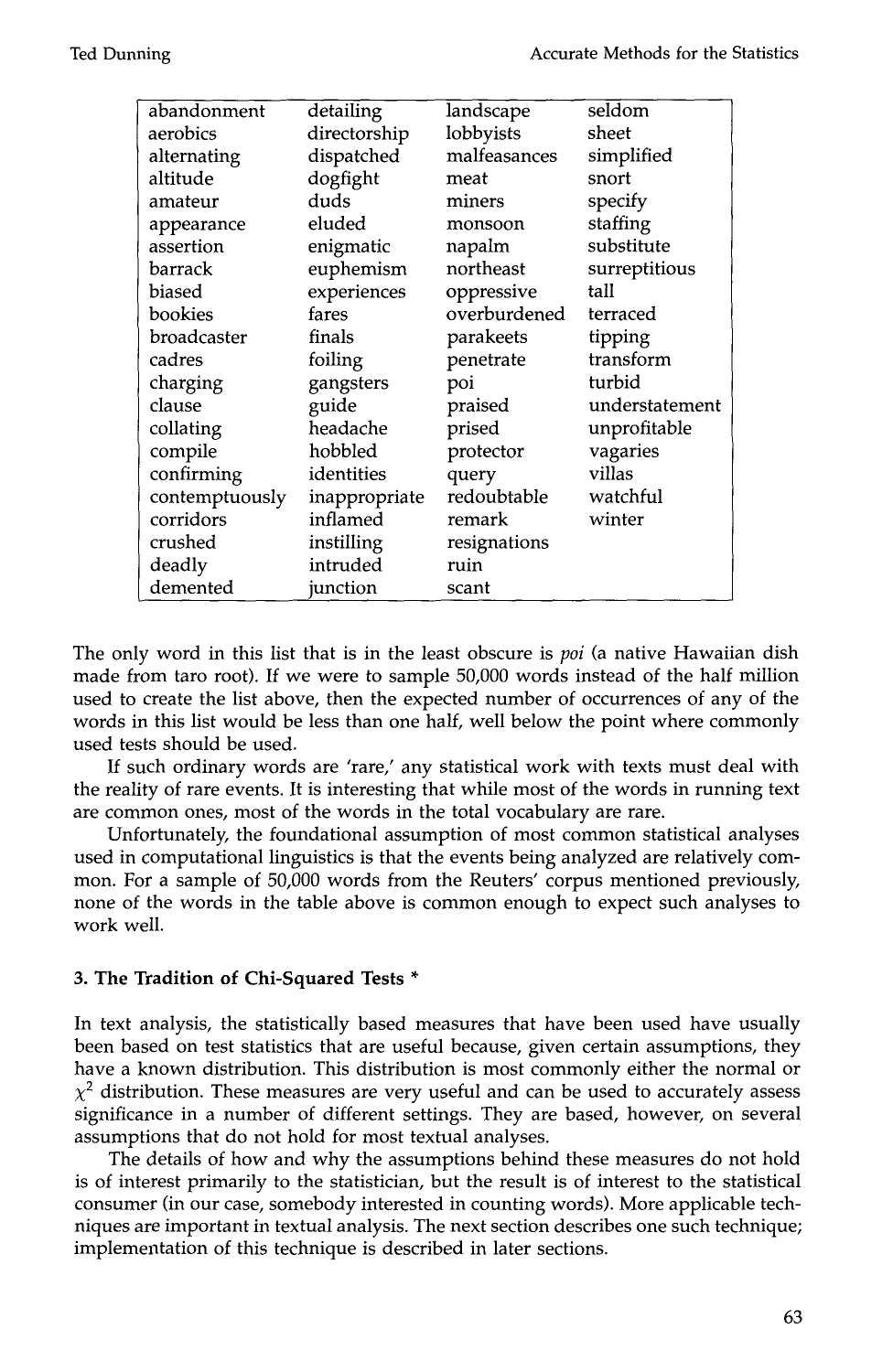| abandonment | detailing | landscape | seldom |
|---|---|---|---|
| aerobics | directorship | lobbyists | sheet |
| alternating | dispatched | malfeasances | simplified |
| altitude | dogfight | meat | snort |
| amateur | duds | miners | specify |
| appearance | eluded | monsoon | staffing |
| assertion | enigmatic | napalm | substitute |
| barrack | euphemism | northeast | surreptitious |
| biased | experiences | oppressive | tall |
| bookies | fares | overburdened | terraced |
| broadcaster | finals | parakeets | tipping |
| cadres | foiling | penetrate | transform |
| charging | gangsters | poi | turbid |
| clause | guide | praised | understatement |
| collating | headache | prised | unprofitable |
| compile | hobbled | protector | vagaries |
| confirming | identities | query | villas |
| contemptuously | inappropriate | redoubtable | watchful |
| corridors | inflamed | remark | winter |
| crushed | instilling | resignations | |
| deadly | intruded | ruin | |
| demented | junction | scant | |

The only word in this list that is in the least obscure is *poi* (a native Hawaiian dish made from taro root). If we were to sample 50,000 words instead of the half million used to create the list above, then the expected number of occurrences of any of the words in this list would be less than one half, well below the point where commonly used tests should be used.

If such ordinary words are 'rare,' any statistical work with texts must deal with the reality of rare events. It is interesting that while most of the words in running text are common ones, most of the words in the total vocabulary are rare.

Unfortunately, the foundational assumption of most common statistical analyses used in computational linguistics is that the events being analyzed are relatively common. For a sample of 50,000 words from the Reuters' corpus mentioned previously, none of the words in the table above is common enough to expect such analyses to work well.

## 3. The Tradition of Chi-Squared Tests *

In text analysis, the statistically based measures that have been used have usually been based on test statistics that are useful because, given certain assumptions, they have a known distribution. This distribution is most commonly either the normal or $\chi^2$ distribution. These measures are very useful and can be used to accurately assess significance in a number of different settings. They are based, however, on several assumptions that do not hold for most textual analyses.

The details of how and why the assumptions behind these measures do not hold is of interest primarily to the statistician, but the result is of interest to the statistical consumer (in our case, somebody interested in counting words). More applicable techniques are important in textual analysis. The next section describes one such technique; implementation of this technique is described in later sections.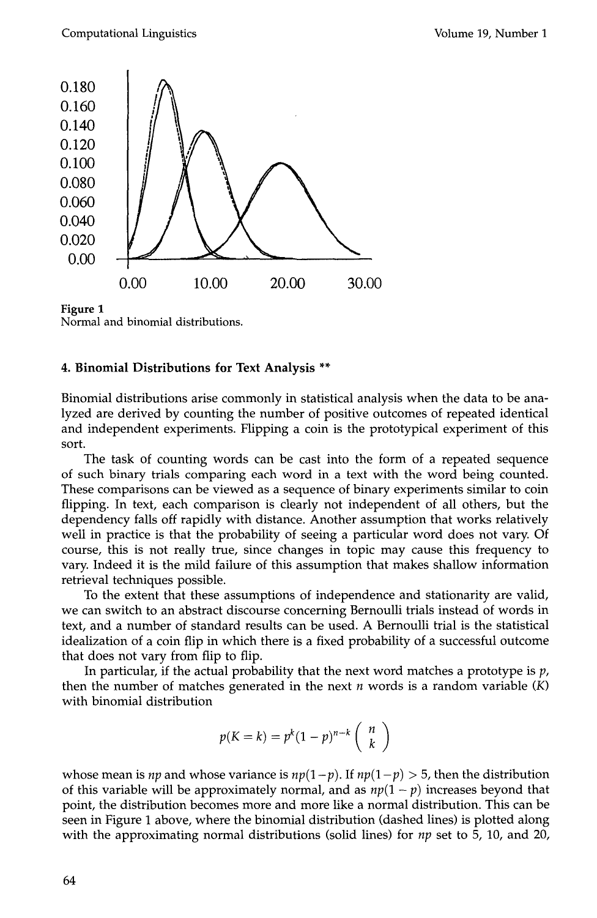Figure 1
Normal and binomial distributions.

## 4. Binomial Distributions for Text Analysis **

Binomial distributions arise commonly in statistical analysis when the data to be analyzed are derived by counting the number of positive outcomes of repeated identical and independent experiments. Flipping a coin is the prototypical experiment of this sort.

The task of counting words can be cast into the form of a repeated sequence of such binary trials comparing each word in a text with the word being counted. These comparisons can be viewed as a sequence of binary experiments similar to coin flipping. In text, each comparison is clearly not independent of all others, but the dependency falls off rapidly with distance. Another assumption that works relatively well in practice is that the probability of seeing a particular word does not vary. Of course, this is not really true, since changes in topic may cause this frequency to vary. Indeed it is the mild failure of this assumption that makes shallow information retrieval techniques possible.

To the extent that these assumptions of independence and stationarity are valid, we can switch to an abstract discourse concerning Bernoulli trials instead of words in text, and a number of standard results can be used. A Bernoulli trial is the statistical idealization of a coin flip in which there is a fixed probability of a successful outcome that does not vary from flip to flip.

In particular, if the actual probability that the next word matches a prototype is $p$, then the number of matches generated in the next $n$ words is a random variable ($K$) with binomial distribution

$$p(K=k) = p^k(1-p)^{n-k}\binom{n}{k}$$

whose mean is $np$ and whose variance is $np(1-p)$. If $np(1-p) > 5$, then the distribution of this variable will be approximately normal, and as $np(1-p)$ increases beyond that point, the distribution becomes more and more like a normal distribution. This can be seen in Figure 1 above, where the binomial distribution (dashed lines) is plotted along with the approximating normal distributions (solid lines) for $np$ set to 5, 10, and 20,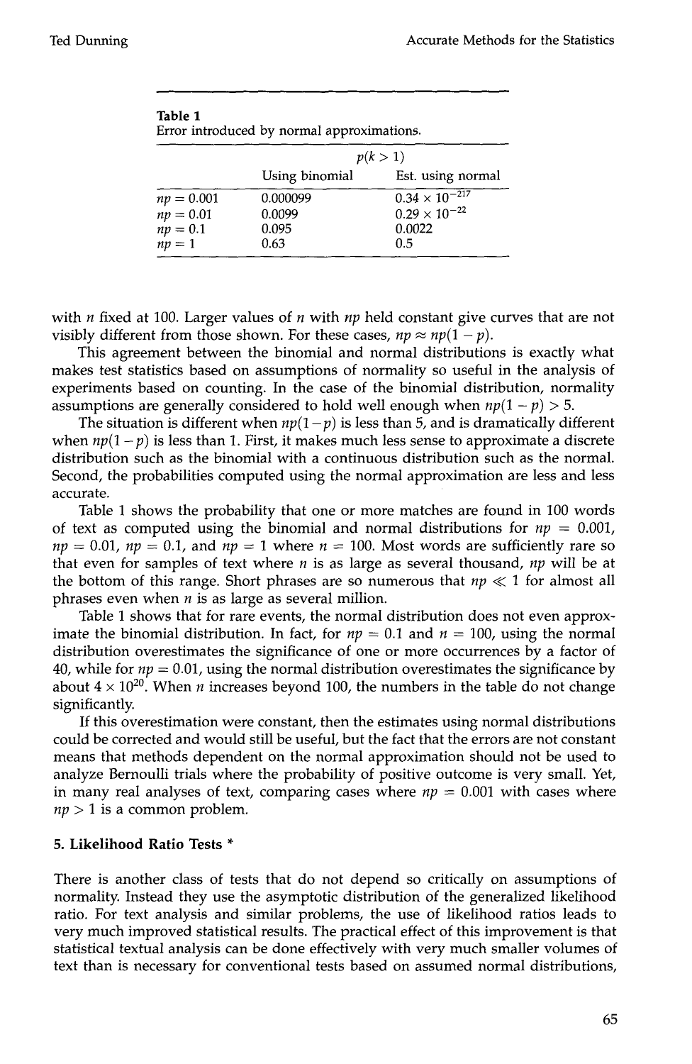**Table 1**
Error introduced by normal approximations.

| | $p(k > 1)$ | |
|---|---|---|
| | Using binomial | Est. using normal |
| $np = 0.001$ | 0.000099 | $0.34 \times 10^{-217}$ |
| $np = 0.01$ | 0.0099 | $0.29 \times 10^{-22}$ |
| $np = 0.1$ | 0.095 | 0.0022 |
| $np = 1$ | 0.63 | 0.5 |

with $n$ fixed at 100. Larger values of $n$ with $np$ held constant give curves that are not visibly different from those shown. For these cases, $np \approx np(1 - p)$.

This agreement between the binomial and normal distributions is exactly what makes test statistics based on assumptions of normality so useful in the analysis of experiments based on counting. In the case of the binomial distribution, normality assumptions are generally considered to hold well enough when $np(1 - p) > 5$.

The situation is different when $np(1-p)$ is less than 5, and is dramatically different when $np(1 - p)$ is less than 1. First, it makes much less sense to approximate a discrete distribution such as the binomial with a continuous distribution such as the normal. Second, the probabilities computed using the normal approximation are less and less accurate.

Table 1 shows the probability that one or more matches are found in 100 words of text as computed using the binomial and normal distributions for $np = 0.001$, $np = 0.01$, $np = 0.1$, and $np = 1$ where $n = 100$. Most words are sufficiently rare so that even for samples of text where $n$ is as large as several thousand, $np$ will be at the bottom of this range. Short phrases are so numerous that $np \ll 1$ for almost all phrases even when $n$ is as large as several million.

Table 1 shows that for rare events, the normal distribution does not even approximate the binomial distribution. In fact, for $np = 0.1$ and $n = 100$, using the normal distribution overestimates the significance of one or more occurrences by a factor of 40, while for $np = 0.01$, using the normal distribution overestimates the significance by about $4 \times 10^{20}$. When $n$ increases beyond 100, the numbers in the table do not change significantly.

If this overestimation were constant, then the estimates using normal distributions could be corrected and would still be useful, but the fact that the errors are not constant means that methods dependent on the normal approximation should not be used to analyze Bernoulli trials where the probability of positive outcome is very small. Yet, in many real analyses of text, comparing cases where $np = 0.001$ with cases where $np > 1$ is a common problem.

## 5. Likelihood Ratio Tests *

There is another class of tests that do not depend so critically on assumptions of normality. Instead they use the asymptotic distribution of the generalized likelihood ratio. For text analysis and similar problems, the use of likelihood ratios leads to very much improved statistical results. The practical effect of this improvement is that statistical textual analysis can be done effectively with very much smaller volumes of text than is necessary for conventional tests based on assumed normal distributions,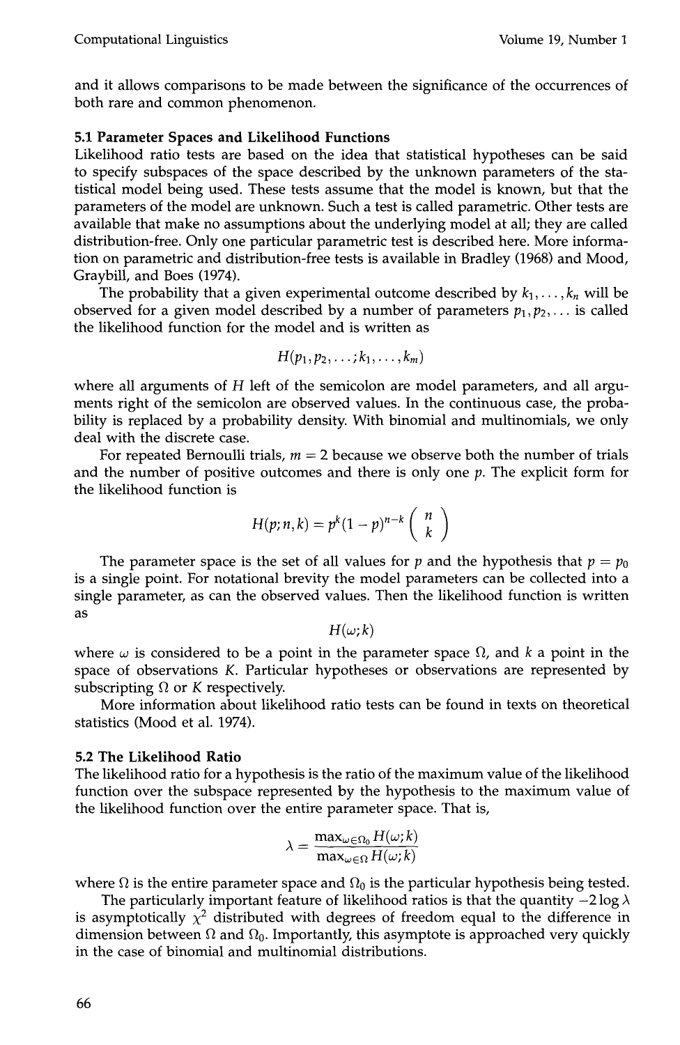and it allows comparisons to be made between the significance of the occurrences of both rare and common phenomenon.

### 5.1 Parameter Spaces and Likelihood Functions

Likelihood ratio tests are based on the idea that statistical hypotheses can be said to specify subspaces of the space described by the unknown parameters of the statistical model being used. These tests assume that the model is known, but that the parameters of the model are unknown. Such a test is called parametric. Other tests are available that make no assumptions about the underlying model at all; they are called distribution-free. Only one particular parametric test is described here. More information on parametric and distribution-free tests is available in Bradley (1968) and Mood, Graybill, and Boes (1974).

The probability that a given experimental outcome described by $k_1, \ldots, k_n$ will be observed for a given model described by a number of parameters $p_1, p_2, \ldots$ is called the likelihood function for the model and is written as

$$H(p_1, p_2, \ldots; k_1, \ldots, k_m)$$

where all arguments of $H$ left of the semicolon are model parameters, and all arguments right of the semicolon are observed values. In the continuous case, the probability is replaced by a probability density. With binomial and multinomials, we only deal with the discrete case.

For repeated Bernoulli trials, $m = 2$ because we observe both the number of trials and the number of positive outcomes and there is only one $p$. The explicit form for the likelihood function is

$$H(p; n, k) = p^k (1-p)^{n-k} \binom{n}{k}$$

The parameter space is the set of all values for $p$ and the hypothesis that $p = p_0$ is a single point. For notational brevity the model parameters can be collected into a single parameter, as can the observed values. Then the likelihood function is written as

$$H(\omega; k)$$

where $\omega$ is considered to be a point in the parameter space $\Omega$, and $k$ a point in the space of observations $K$. Particular hypotheses or observations are represented by subscripting $\Omega$ or $K$ respectively.

More information about likelihood ratio tests can be found in texts on theoretical statistics (Mood et al. 1974).

### 5.2 The Likelihood Ratio

The likelihood ratio for a hypothesis is the ratio of the maximum value of the likelihood function over the subspace represented by the hypothesis to the maximum value of the likelihood function over the entire parameter space. That is,

$$\lambda = \frac{\max_{\omega \in \Omega_0} H(\omega; k)}{\max_{\omega \in \Omega} H(\omega; k)}$$

where $\Omega$ is the entire parameter space and $\Omega_0$ is the particular hypothesis being tested.

The particularly important feature of likelihood ratios is that the quantity $-2 \log \lambda$ is asymptotically $\chi^2$ distributed with degrees of freedom equal to the difference in dimension between $\Omega$ and $\Omega_0$. Importantly, this asymptote is approached very quickly in the case of binomial and multinomial distributions.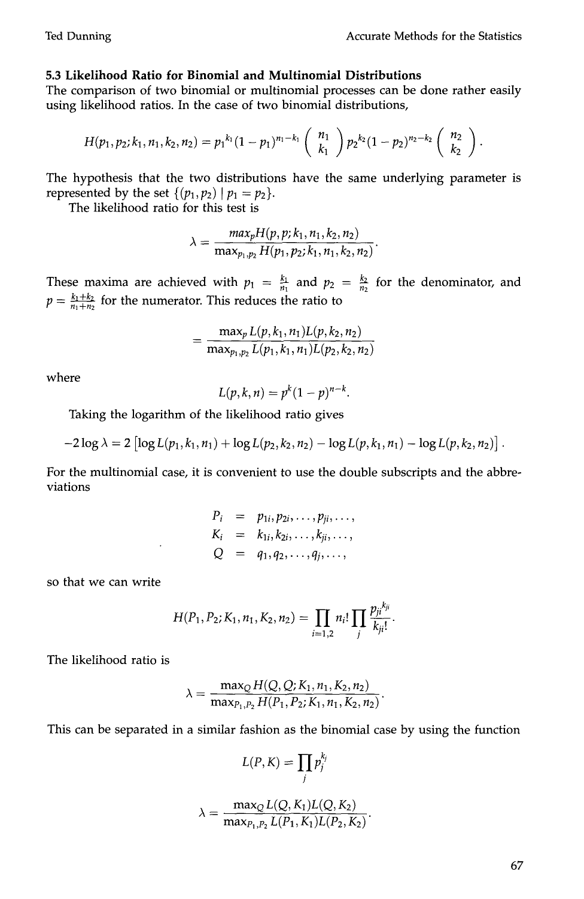### 5.3 Likelihood Ratio for Binomial and Multinomial Distributions

The comparison of two binomial or multinomial processes can be done rather easily using likelihood ratios. In the case of two binomial distributions,

$$H(p_1, p_2; k_1, n_1, k_2, n_2) = p_1^{k_1}(1-p_1)^{n_1-k_1}\binom{n_1}{k_1} p_2^{k_2}(1-p_2)^{n_2-k_2}\binom{n_2}{k_2}.$$

The hypothesis that the two distributions have the same underlying parameter is represented by the set $\{(p_1, p_2) \mid p_1 = p_2\}$.

The likelihood ratio for this test is

$$\lambda = \frac{max_p H(p, p; k_1, n_1, k_2, n_2)}{\max_{p_1,p_2} H(p_1, p_2; k_1, n_1, k_2, n_2)}.$$

These maxima are achieved with $p_1 = \frac{k_1}{n_1}$ and $p_2 = \frac{k_2}{n_2}$ for the denominator, and $p = \frac{k_1+k_2}{n_1+n_2}$ for the numerator. This reduces the ratio to

$$= \frac{\max_p L(p, k_1, n_1)L(p, k_2, n_2)}{\max_{p_1,p_2} L(p_1, k_1, n_1)L(p_2, k_2, n_2)}$$

where

$$L(p, k, n) = p^k(1-p)^{n-k}.$$

Taking the logarithm of the likelihood ratio gives

$$-2\log\lambda = 2\left[\log L(p_1, k_1, n_1) + \log L(p_2, k_2, n_2) - \log L(p, k_1, n_1) - \log L(p, k_2, n_2)\right].$$

For the multinomial case, it is convenient to use the double subscripts and the abbreviations

$$\begin{aligned} P_i &= p_{1i}, p_{2i}, \ldots, p_{ji}, \ldots, \\ K_i &= k_{1i}, k_{2i}, \ldots, k_{ji}, \ldots, \\ Q &= q_1, q_2, \ldots, q_j, \ldots, \end{aligned}$$

so that we can write

$$H(P_1, P_2; K_1, n_1, K_2, n_2) = \prod_{i=1,2} n_i! \prod_j \frac{p_{ji}^{k_{ji}}}{k_{ji}!}.$$

The likelihood ratio is

$$\lambda = \frac{\max_Q H(Q, Q; K_1, n_1, K_2, n_2)}{\max_{P_1,P_2} H(P_1, P_2; K_1, n_1, K_2, n_2)}.$$

This can be separated in a similar fashion as the binomial case by using the function

$$L(P, K) = \prod_j p_j^{k_j}$$

$$\lambda = \frac{\max_Q L(Q, K_1)L(Q, K_2)}{\max_{P_1,P_2} L(P_1, K_1)L(P_2, K_2)}.$$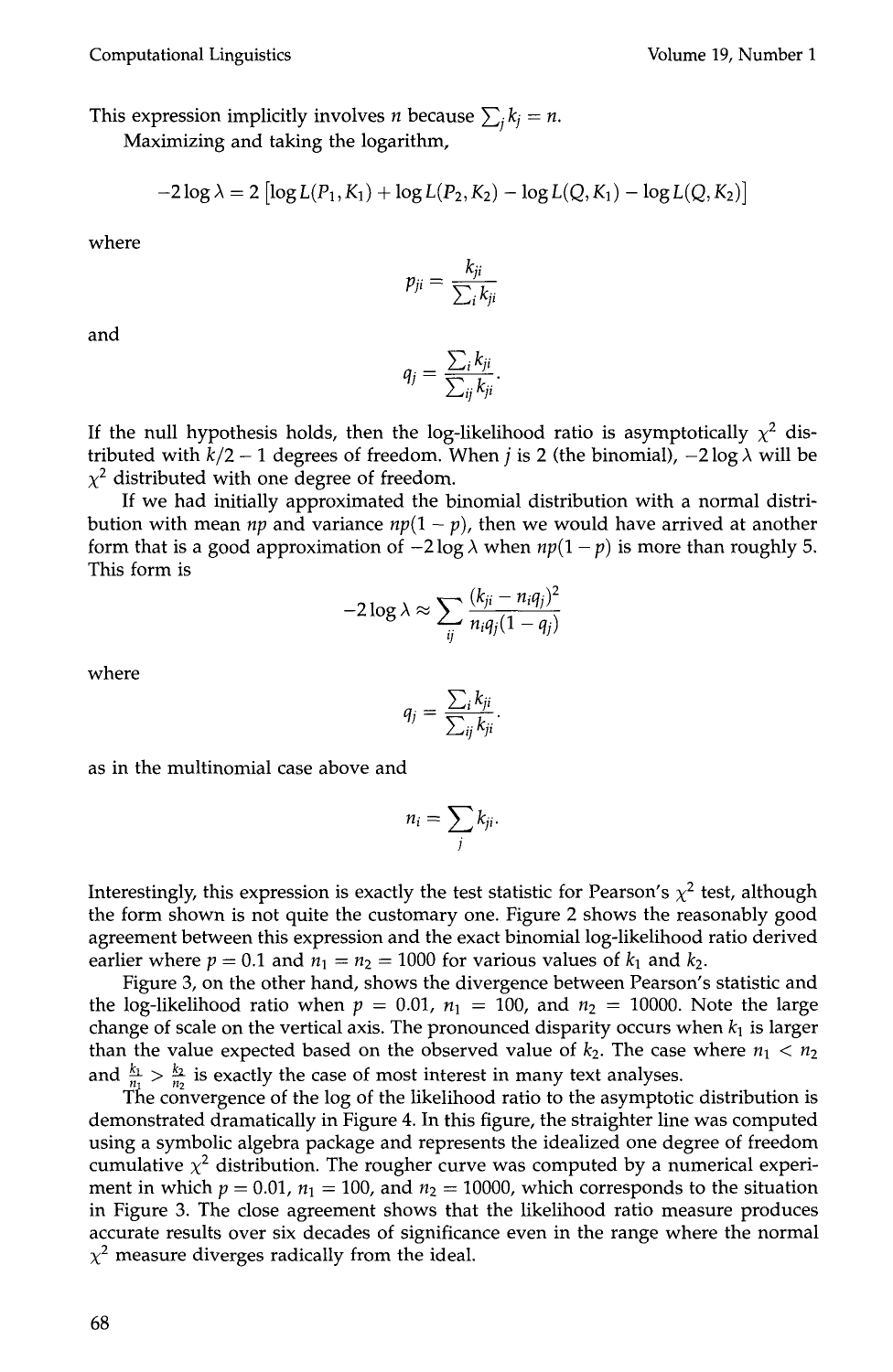This expression implicitly involves $n$ because $\sum_j k_j = n$.

Maximizing and taking the logarithm,

$$-2 \log \lambda = 2 \left[\log L(P_1, K_1) + \log L(P_2, K_2) - \log L(Q, K_1) - \log L(Q, K_2)\right]$$

where

$$p_{ji} = \frac{k_{ji}}{\sum_i k_{ji}}$$

and

$$q_j = \frac{\sum_i k_{ji}}{\sum_{ij} k_{ji}}.$$

If the null hypothesis holds, then the log-likelihood ratio is asymptotically $\chi^2$ distributed with $k/2 - 1$ degrees of freedom. When $j$ is 2 (the binomial), $-2 \log \lambda$ will be $\chi^2$ distributed with one degree of freedom.

If we had initially approximated the binomial distribution with a normal distribution with mean $np$ and variance $np(1-p)$, then we would have arrived at another form that is a good approximation of $-2 \log \lambda$ when $np(1-p)$ is more than roughly 5. This form is

$$-2 \log \lambda \approx \sum_{ij} \frac{(k_{ji} - n_i q_j)^2}{n_i q_j (1 - q_j)}$$

where

$$q_j = \frac{\sum_i k_{ji}}{\sum_{ij} k_{ji}}.$$

as in the multinomial case above and

$$n_i = \sum_j k_{ji}.$$

Interestingly, this expression is exactly the test statistic for Pearson's $\chi^2$ test, although the form shown is not quite the customary one. Figure 2 shows the reasonably good agreement between this expression and the exact binomial log-likelihood ratio derived earlier where $p = 0.1$ and $n_1 = n_2 = 1000$ for various values of $k_1$ and $k_2$.

Figure 3, on the other hand, shows the divergence between Pearson's statistic and the log-likelihood ratio when $p = 0.01$, $n_1 = 100$, and $n_2 = 10000$. Note the large change of scale on the vertical axis. The pronounced disparity occurs when $k_1$ is larger than the value expected based on the observed value of $k_2$. The case where $n_1 < n_2$ and $\frac{k_1}{n_1} > \frac{k_2}{n_2}$ is exactly the case of most interest in many text analyses.

The convergence of the log of the likelihood ratio to the asymptotic distribution is demonstrated dramatically in Figure 4. In this figure, the straighter line was computed using a symbolic algebra package and represents the idealized one degree of freedom cumulative $\chi^2$ distribution. The rougher curve was computed by a numerical experiment in which $p = 0.01$, $n_1 = 100$, and $n_2 = 10000$, which corresponds to the situation in Figure 3. The close agreement shows that the likelihood ratio measure produces accurate results over six decades of significance even in the range where the normal $\chi^2$ measure diverges radically from the ideal.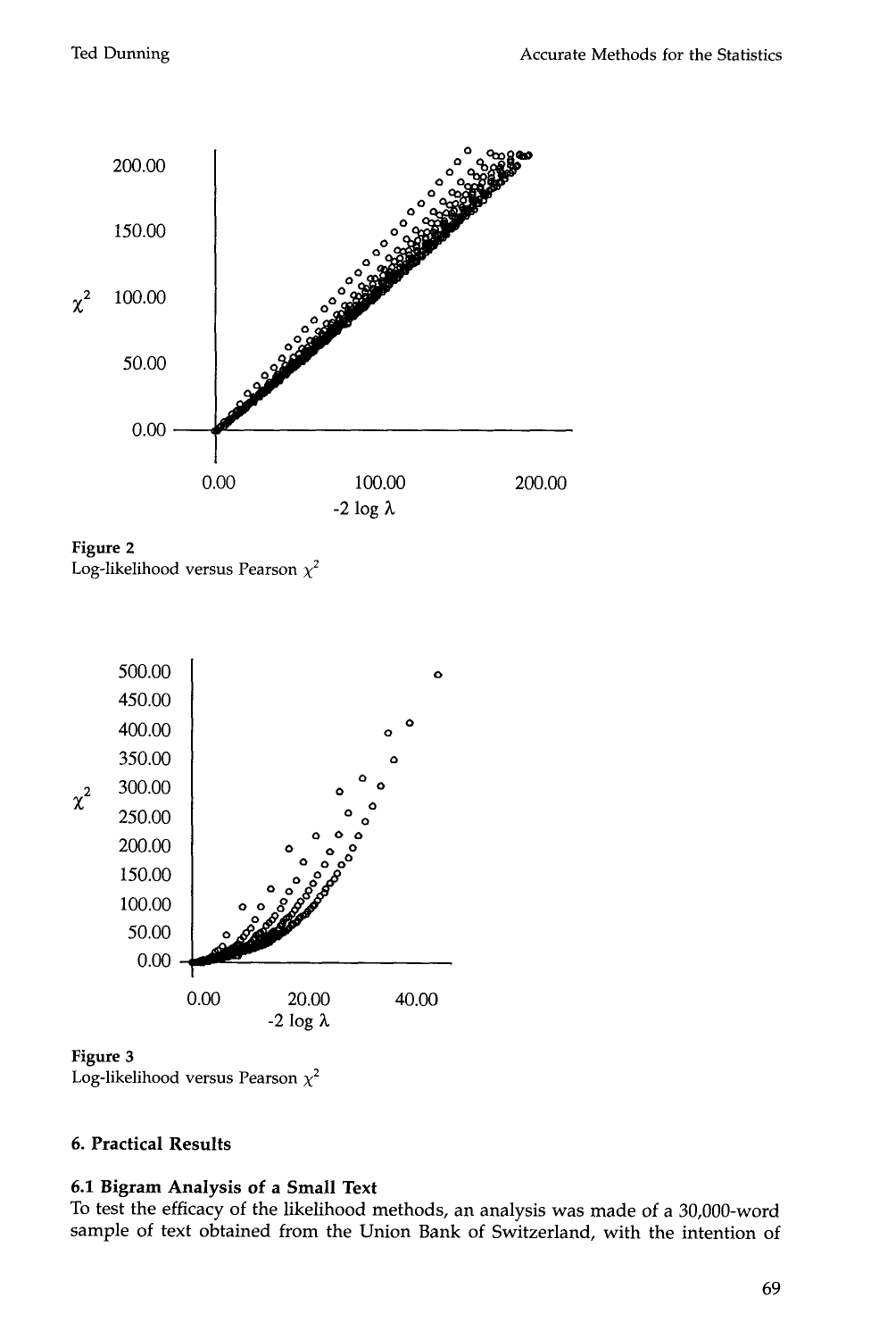Figure 2
Log-likelihood versus Pearson $\chi^2$

Figure 3
Log-likelihood versus Pearson $\chi^2$

## 6. Practical Results

### 6.1 Bigram Analysis of a Small Text

To test the efficacy of the likelihood methods, an analysis was made of a 30,000-word sample of text obtained from the Union Bank of Switzerland, with the intention of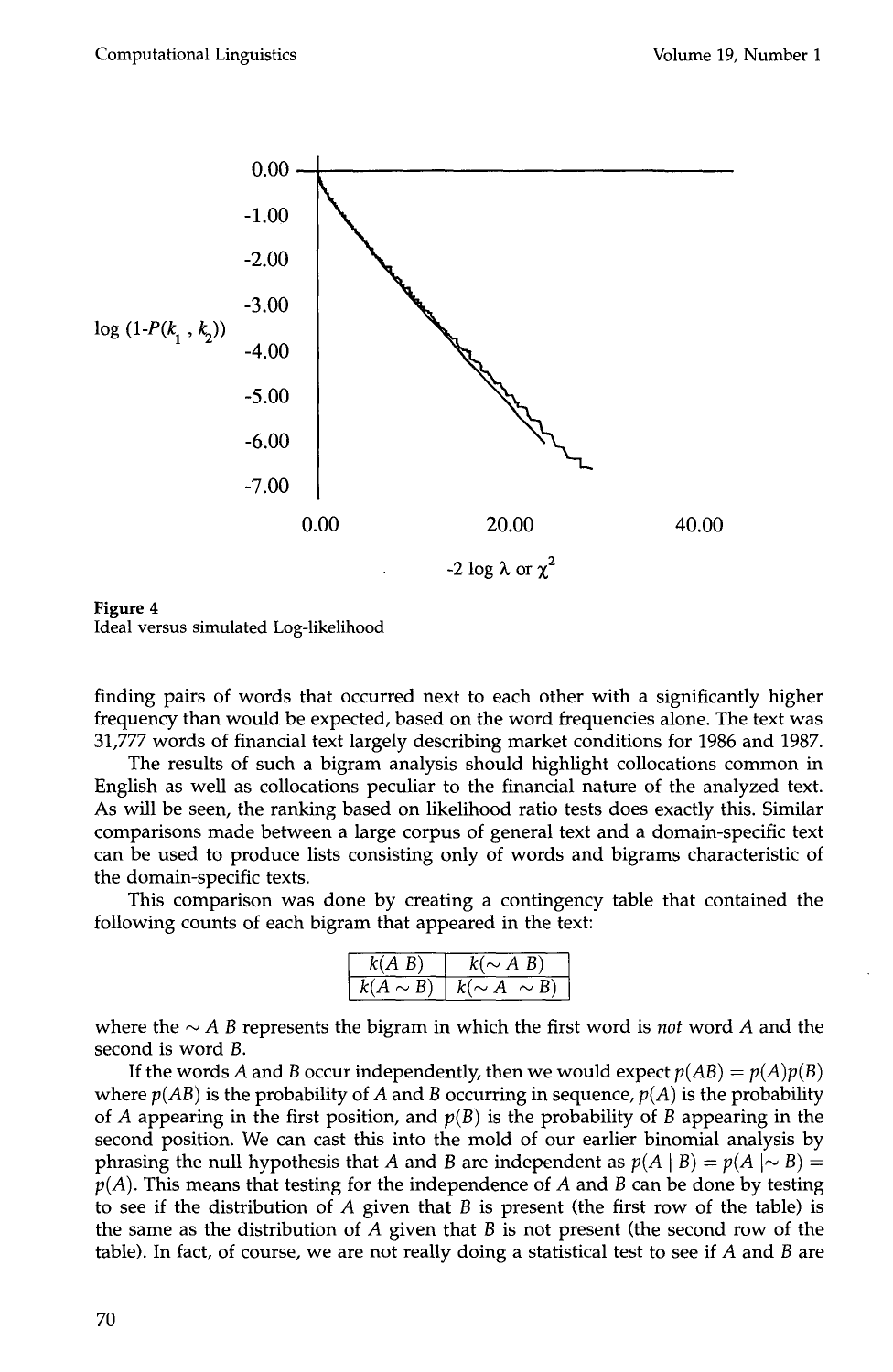Figure 4
Ideal versus simulated Log-likelihood

finding pairs of words that occurred next to each other with a significantly higher frequency than would be expected, based on the word frequencies alone. The text was 31,777 words of financial text largely describing market conditions for 1986 and 1987.

The results of such a bigram analysis should highlight collocations common in English as well as collocations peculiar to the financial nature of the analyzed text. As will be seen, the ranking based on likelihood ratio tests does exactly this. Similar comparisons made between a large corpus of general text and a domain-specific text can be used to produce lists consisting only of words and bigrams characteristic of the domain-specific texts.

This comparison was done by creating a contingency table that contained the following counts of each bigram that appeared in the text:

| | |
|---|---|
| $k(A\ B)$ | $k(\sim A\ B)$ |
| $k(A \sim B)$ | $k(\sim A\ \sim B)$ |

where the $\sim A\ B$ represents the bigram in which the first word is *not* word $A$ and the second is word $B$.

If the words $A$ and $B$ occur independently, then we would expect $p(AB) = p(A)p(B)$ where $p(AB)$ is the probability of $A$ and $B$ occurring in sequence, $p(A)$ is the probability of $A$ appearing in the first position, and $p(B)$ is the probability of $B$ appearing in the second position. We can cast this into the mold of our earlier binomial analysis by phrasing the null hypothesis that $A$ and $B$ are independent as $p(A \mid B) = p(A \mid\sim B) = p(A)$. This means that testing for the independence of $A$ and $B$ can be done by testing to see if the distribution of $A$ given that $B$ is present (the first row of the table) is the same as the distribution of $A$ given that $B$ is not present (the second row of the table). In fact, of course, we are not really doing a statistical test to see if $A$ and $B$ are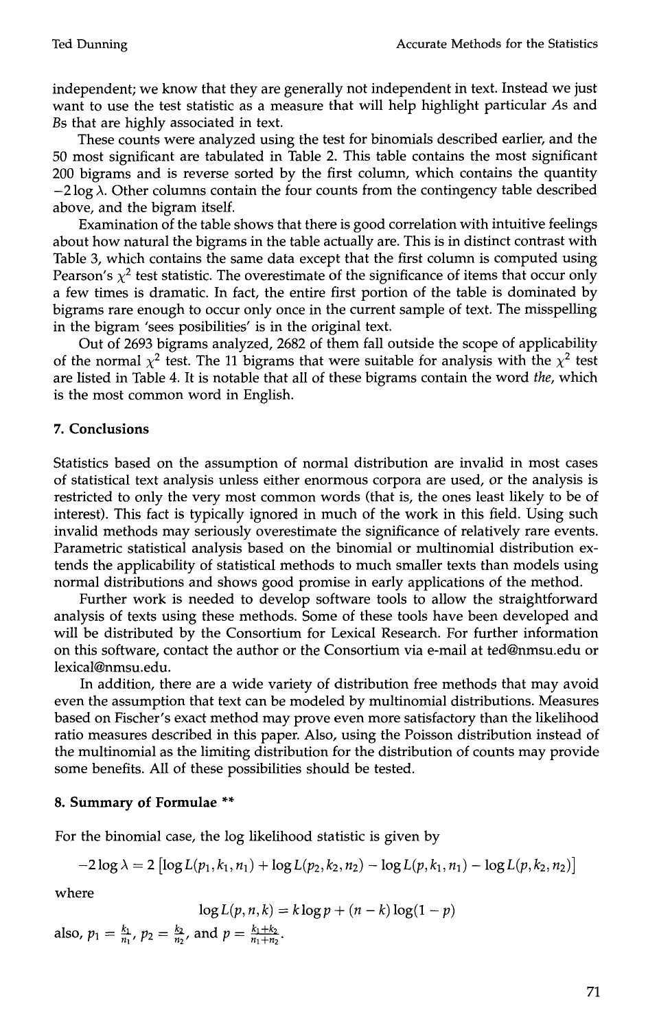independent; we know that they are generally not independent in text. Instead we just want to use the test statistic as a measure that will help highlight particular *A*s and *B*s that are highly associated in text.

These counts were analyzed using the test for binomials described earlier, and the 50 most significant are tabulated in Table 2. This table contains the most significant 200 bigrams and is reverse sorted by the first column, which contains the quantity $-2\log\lambda$. Other columns contain the four counts from the contingency table described above, and the bigram itself.

Examination of the table shows that there is good correlation with intuitive feelings about how natural the bigrams in the table actually are. This is in distinct contrast with Table 3, which contains the same data except that the first column is computed using Pearson's $\chi^2$ test statistic. The overestimate of the significance of items that occur only a few times is dramatic. In fact, the entire first portion of the table is dominated by bigrams rare enough to occur only once in the current sample of text. The misspelling in the bigram 'sees posibilities' is in the original text.

Out of 2693 bigrams analyzed, 2682 of them fall outside the scope of applicability of the normal $\chi^2$ test. The 11 bigrams that were suitable for analysis with the $\chi^2$ test are listed in Table 4. It is notable that all of these bigrams contain the word *the*, which is the most common word in English.

## 7. Conclusions

Statistics based on the assumption of normal distribution are invalid in most cases of statistical text analysis unless either enormous corpora are used, or the analysis is restricted to only the very most common words (that is, the ones least likely to be of interest). This fact is typically ignored in much of the work in this field. Using such invalid methods may seriously overestimate the significance of relatively rare events. Parametric statistical analysis based on the binomial or multinomial distribution extends the applicability of statistical methods to much smaller texts than models using normal distributions and shows good promise in early applications of the method.

Further work is needed to develop software tools to allow the straightforward analysis of texts using these methods. Some of these tools have been developed and will be distributed by the Consortium for Lexical Research. For further information on this software, contact the author or the Consortium via e-mail at ted@nmsu.edu or lexical@nmsu.edu.

In addition, there are a wide variety of distribution free methods that may avoid even the assumption that text can be modeled by multinomial distributions. Measures based on Fischer's exact method may prove even more satisfactory than the likelihood ratio measures described in this paper. Also, using the Poisson distribution instead of the multinomial as the limiting distribution for the distribution of counts may provide some benefits. All of these possibilities should be tested.

## 8. Summary of Formulae **

For the binomial case, the log likelihood statistic is given by

$$-2\log\lambda = 2\left[\log L(p_1, k_1, n_1) + \log L(p_2, k_2, n_2) - \log L(p, k_1, n_1) - \log L(p, k_2, n_2)\right]$$

where

$$\log L(p, n, k) = k\log p + (n-k)\log(1-p)$$

also, $p_1 = \frac{k_1}{n_1}$, $p_2 = \frac{k_2}{n_2}$, and $p = \frac{k_1+k_2}{n_1+n_2}$.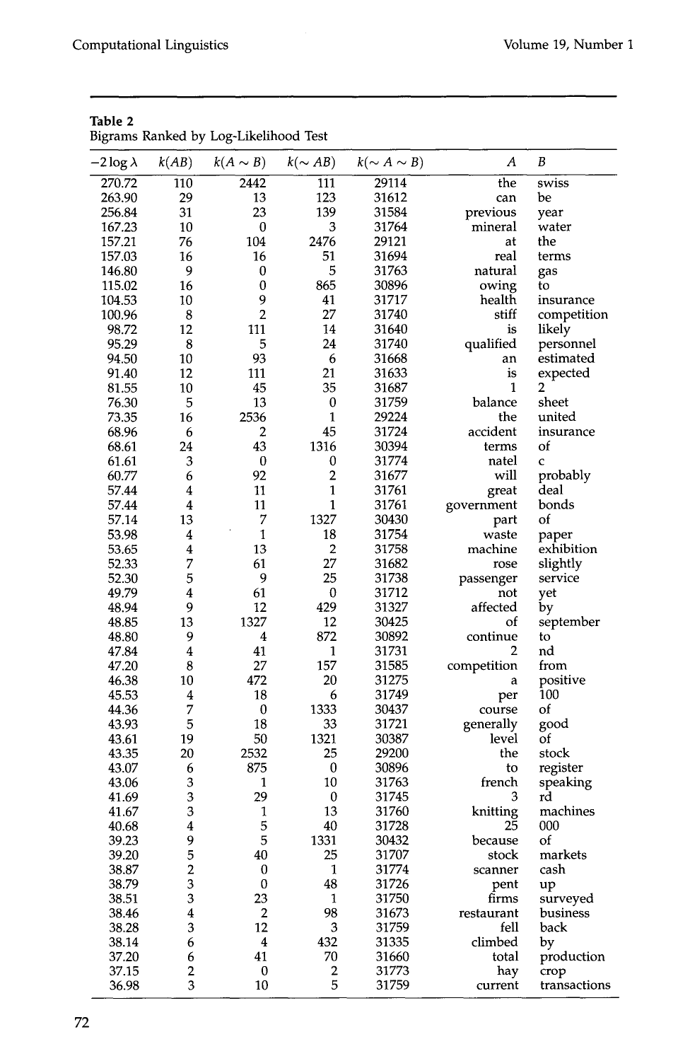**Table 2**
Bigrams Ranked by Log-Likelihood Test

| $-2 \log \lambda$ | $k(AB)$ | $k(A \sim B)$ | $k(\sim AB)$ | $k(\sim A \sim B)$ | $A$ | $B$ |
|---|---|---|---|---|---|---|
| 270.72 | 110 | 2442 | 111 | 29114 | the | swiss |
| 263.90 | 29 | 13 | 123 | 31612 | can | be |
| 256.84 | 31 | 23 | 139 | 31584 | previous | year |
| 167.23 | 10 | 0 | 3 | 31764 | mineral | water |
| 157.21 | 76 | 104 | 2476 | 29121 | at | the |
| 157.03 | 16 | 16 | 51 | 31694 | real | terms |
| 146.80 | 9 | 0 | 5 | 31763 | natural | gas |
| 115.02 | 16 | 0 | 865 | 30896 | owing | to |
| 104.53 | 10 | 9 | 41 | 31717 | health | insurance |
| 100.96 | 8 | 2 | 27 | 31740 | stiff | competition |
| 98.72 | 12 | 111 | 14 | 31640 | is | likely |
| 95.29 | 8 | 5 | 24 | 31740 | qualified | personnel |
| 94.50 | 10 | 93 | 6 | 31668 | an | estimated |
| 91.40 | 12 | 111 | 21 | 31633 | is | expected |
| 81.55 | 10 | 45 | 35 | 31687 | 1 | 2 |
| 76.30 | 5 | 13 | 0 | 31759 | balance | sheet |
| 73.35 | 16 | 2536 | 1 | 29224 | the | united |
| 68.96 | 6 | 2 | 45 | 31724 | accident | insurance |
| 68.61 | 24 | 43 | 1316 | 30394 | terms | of |
| 61.61 | 3 | 0 | 0 | 31774 | natel | c |
| 60.77 | 6 | 92 | 2 | 31677 | will | probably |
| 57.44 | 4 | 11 | 1 | 31761 | great | deal |
| 57.44 | 4 | 11 | 1 | 31761 | government | bonds |
| 57.14 | 13 | 7 | 1327 | 30430 | part | of |
| 53.98 | 4 | 1 | 18 | 31754 | waste | paper |
| 53.65 | 4 | 13 | 2 | 31758 | machine | exhibition |
| 52.33 | 7 | 61 | 27 | 31682 | rose | slightly |
| 52.30 | 5 | 9 | 25 | 31738 | passenger | service |
| 49.79 | 4 | 61 | 0 | 31712 | not | yet |
| 48.94 | 9 | 12 | 429 | 31327 | affected | by |
| 48.85 | 13 | 1327 | 12 | 30425 | of | september |
| 48.80 | 9 | 4 | 872 | 30892 | continue | to |
| 47.84 | 4 | 41 | 1 | 31731 | 2 | nd |
| 47.20 | 8 | 27 | 157 | 31585 | competition | from |
| 46.38 | 10 | 472 | 20 | 31275 | a | positive |
| 45.53 | 4 | 18 | 6 | 31749 | per | 100 |
| 44.36 | 7 | 0 | 1333 | 30437 | course | of |
| 43.93 | 5 | 18 | 33 | 31721 | generally | good |
| 43.61 | 19 | 50 | 1321 | 30387 | level | of |
| 43.35 | 20 | 2532 | 25 | 29200 | the | stock |
| 43.07 | 6 | 875 | 0 | 30896 | to | register |
| 43.06 | 3 | 1 | 10 | 31763 | french | speaking |
| 41.69 | 3 | 29 | 0 | 31745 | 3 | rd |
| 41.67 | 3 | 1 | 13 | 31760 | knitting | machines |
| 40.68 | 4 | 5 | 40 | 31728 | 25 | 000 |
| 39.23 | 9 | 5 | 1331 | 30432 | because | of |
| 39.20 | 5 | 40 | 25 | 31707 | stock | markets |
| 38.87 | 2 | 0 | 1 | 31774 | scanner | cash |
| 38.79 | 3 | 0 | 48 | 31726 | pent | up |
| 38.51 | 3 | 23 | 1 | 31750 | firms | surveyed |
| 38.46 | 4 | 2 | 98 | 31673 | restaurant | business |
| 38.28 | 3 | 12 | 3 | 31759 | fell | back |
| 38.14 | 6 | 4 | 432 | 31335 | climbed | by |
| 37.20 | 6 | 41 | 70 | 31660 | total | production |
| 37.15 | 2 | 0 | 2 | 31773 | hay | crop |
| 36.98 | 3 | 10 | 5 | 31759 | current | transactions |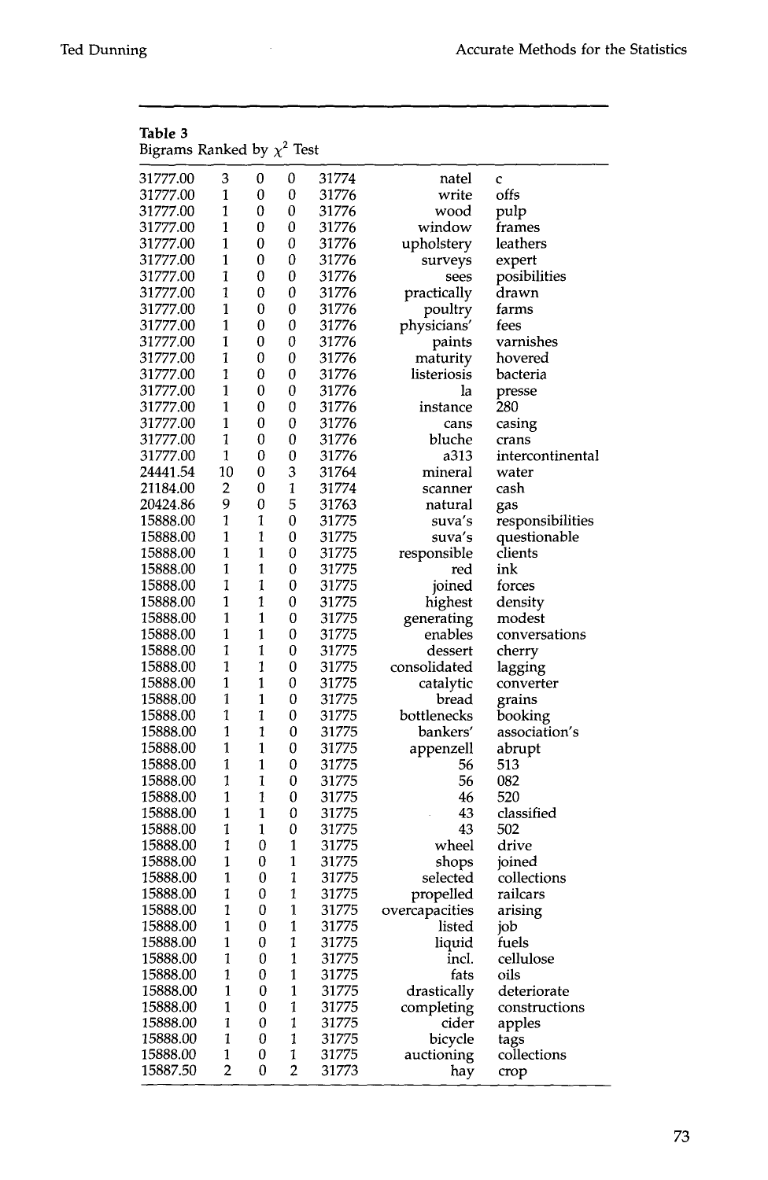**Table 3**
Bigrams Ranked by $\chi^2$ Test

| | | | | | | |
|---|---|---|---|---|---|---|
| 31777.00 | 3 | 0 | 0 | 31774 | natel | c |
| 31777.00 | 1 | 0 | 0 | 31776 | write | offs |
| 31777.00 | 1 | 0 | 0 | 31776 | wood | pulp |
| 31777.00 | 1 | 0 | 0 | 31776 | window | frames |
| 31777.00 | 1 | 0 | 0 | 31776 | upholstery | leathers |
| 31777.00 | 1 | 0 | 0 | 31776 | surveys | expert |
| 31777.00 | 1 | 0 | 0 | 31776 | sees | posibilities |
| 31777.00 | 1 | 0 | 0 | 31776 | practically | drawn |
| 31777.00 | 1 | 0 | 0 | 31776 | poultry | farms |
| 31777.00 | 1 | 0 | 0 | 31776 | physicians' | fees |
| 31777.00 | 1 | 0 | 0 | 31776 | paints | varnishes |
| 31777.00 | 1 | 0 | 0 | 31776 | maturity | hovered |
| 31777.00 | 1 | 0 | 0 | 31776 | listeriosis | bacteria |
| 31777.00 | 1 | 0 | 0 | 31776 | la | presse |
| 31777.00 | 1 | 0 | 0 | 31776 | instance | 280 |
| 31777.00 | 1 | 0 | 0 | 31776 | cans | casing |
| 31777.00 | 1 | 0 | 0 | 31776 | bluche | crans |
| 31777.00 | 1 | 0 | 0 | 31776 | a313 | intercontinental |
| 24441.54 | 10 | 0 | 3 | 31764 | mineral | water |
| 21184.00 | 2 | 0 | 1 | 31774 | scanner | cash |
| 20424.86 | 9 | 0 | 5 | 31763 | natural | gas |
| 15888.00 | 1 | 1 | 0 | 31775 | suva's | responsibilities |
| 15888.00 | 1 | 1 | 0 | 31775 | suva's | questionable |
| 15888.00 | 1 | 1 | 0 | 31775 | responsible | clients |
| 15888.00 | 1 | 1 | 0 | 31775 | red | ink |
| 15888.00 | 1 | 1 | 0 | 31775 | joined | forces |
| 15888.00 | 1 | 1 | 0 | 31775 | highest | density |
| 15888.00 | 1 | 1 | 0 | 31775 | generating | modest |
| 15888.00 | 1 | 1 | 0 | 31775 | enables | conversations |
| 15888.00 | 1 | 1 | 0 | 31775 | dessert | cherry |
| 15888.00 | 1 | 1 | 0 | 31775 | consolidated | lagging |
| 15888.00 | 1 | 1 | 0 | 31775 | catalytic | converter |
| 15888.00 | 1 | 1 | 0 | 31775 | bread | grains |
| 15888.00 | 1 | 1 | 0 | 31775 | bottlenecks | booking |
| 15888.00 | 1 | 1 | 0 | 31775 | bankers' | association's |
| 15888.00 | 1 | 1 | 0 | 31775 | appenzell | abrupt |
| 15888.00 | 1 | 1 | 0 | 31775 | 56 | 513 |
| 15888.00 | 1 | 1 | 0 | 31775 | 56 | 082 |
| 15888.00 | 1 | 1 | 0 | 31775 | 46 | 520 |
| 15888.00 | 1 | 1 | 0 | 31775 | 43 | classified |
| 15888.00 | 1 | 1 | 0 | 31775 | 43 | 502 |
| 15888.00 | 1 | 0 | 1 | 31775 | wheel | drive |
| 15888.00 | 1 | 0 | 1 | 31775 | shops | joined |
| 15888.00 | 1 | 0 | 1 | 31775 | selected | collections |
| 15888.00 | 1 | 0 | 1 | 31775 | propelled | railcars |
| 15888.00 | 1 | 0 | 1 | 31775 | overcapacities | arising |
| 15888.00 | 1 | 0 | 1 | 31775 | listed | job |
| 15888.00 | 1 | 0 | 1 | 31775 | liquid | fuels |
| 15888.00 | 1 | 0 | 1 | 31775 | incl. | cellulose |
| 15888.00 | 1 | 0 | 1 | 31775 | fats | oils |
| 15888.00 | 1 | 0 | 1 | 31775 | drastically | deteriorate |
| 15888.00 | 1 | 0 | 1 | 31775 | completing | constructions |
| 15888.00 | 1 | 0 | 1 | 31775 | cider | apples |
| 15888.00 | 1 | 0 | 1 | 31775 | bicycle | tags |
| 15888.00 | 1 | 0 | 1 | 31775 | auctioning | collections |
| 15887.50 | 2 | 0 | 2 | 31773 | hay | crop |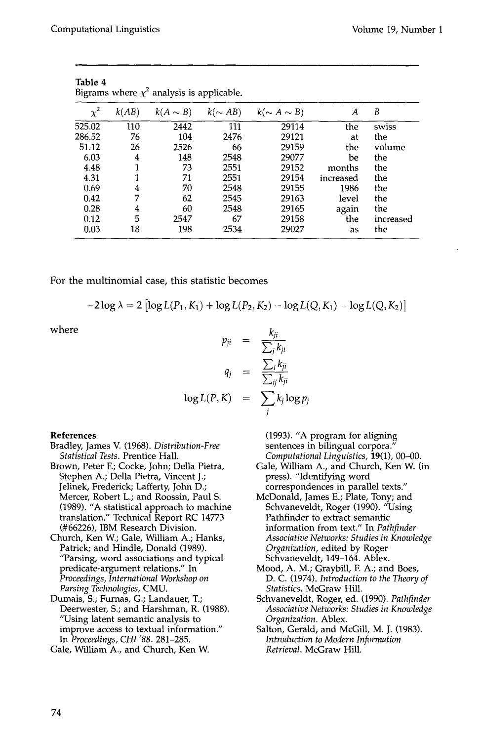Table 4
Bigrams where $\chi^2$ analysis is applicable.

| $\chi^2$ | $k(AB)$ | $k(A \sim B)$ | $k(\sim AB)$ | $k(\sim A \sim B)$ | $A$ | $B$ |
|---|---|---|---|---|---|---|
| 525.02 | 110 | 2442 | 111 | 29114 | the | swiss |
| 286.52 | 76 | 104 | 2476 | 29121 | at | the |
| 51.12 | 26 | 2526 | 66 | 29159 | the | volume |
| 6.03 | 4 | 148 | 2548 | 29077 | be | the |
| 4.48 | 1 | 73 | 2551 | 29152 | months | the |
| 4.31 | 1 | 71 | 2551 | 29154 | increased | the |
| 0.69 | 4 | 70 | 2548 | 29155 | 1986 | the |
| 0.42 | 7 | 62 | 2545 | 29163 | level | the |
| 0.28 | 4 | 60 | 2548 | 29165 | again | the |
| 0.12 | 5 | 2547 | 67 | 29158 | the | increased |
| 0.03 | 18 | 198 | 2534 | 29027 | as | the |

For the multinomial case, this statistic becomes

$$-2 \log \lambda = 2 \left[ \log L(P_1, K_1) + \log L(P_2, K_2) - \log L(Q, K_1) - \log L(Q, K_2) \right]$$

where

$$p_{ji} = \frac{k_{ji}}{\sum_j k_{ji}}$$

$$q_j = \frac{\sum_i k_{ji}}{\sum_{ij} k_{ji}}$$

$$\log L(P, K) = \sum_j k_j \log p_j$$

## References

Bradley, James V. (1968). *Distribution-Free Statistical Tests.* Prentice Hall.

Brown, Peter F.; Cocke, John; Della Pietra, Stephen A.; Della Pietra, Vincent J.; Jelinek, Frederick; Lafferty, John D.; Mercer, Robert L.; and Roossin, Paul S. (1989). "A statistical approach to machine translation." Technical Report RC 14773 (#66226), IBM Research Division.

Church, Ken W.; Gale, William A.; Hanks, Patrick; and Hindle, Donald (1989). "Parsing, word associations and typical predicate-argument relations." In *Proceedings, International Workshop on Parsing Technologies,* CMU.

Dumais, S.; Furnas, G.; Landauer, T.; Deerwester, S.; and Harshman, R. (1988). "Using latent semantic analysis to improve access to textual information." In *Proceedings, CHI '88.* 281–285.

Gale, William A., and Church, Ken W. (1993). "A program for aligning sentences in bilingual corpora." *Computational Linguistics,* **19**(1), 00–00.

Gale, William A., and Church, Ken W. (in press). "Identifying word correspondences in parallel texts."

McDonald, James E.; Plate, Tony; and Schvaneveldt, Roger (1990). "Using Pathfinder to extract semantic information from text." In *Pathfinder Associative Networks: Studies in Knowledge Organization,* edited by Roger Schvaneveldt, 149–164. Ablex.

Mood, A. M.; Graybill, F. A.; and Boes, D. C. (1974). *Introduction to the Theory of Statistics.* McGraw Hill.

Schvaneveldt, Roger, ed. (1990). *Pathfinder Associative Networks: Studies in Knowledge Organization.* Ablex.

Salton, Gerald, and McGill, M. J. (1983). *Introduction to Modern Information Retrieval.* McGraw Hill.